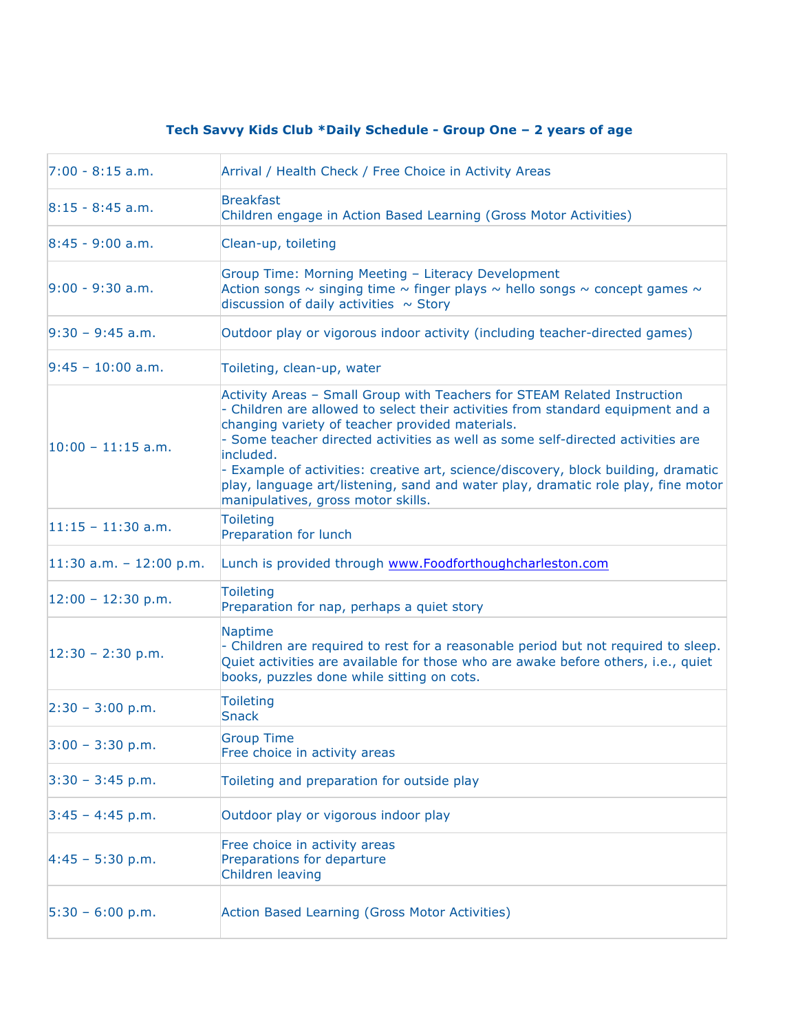## Tech Savvy Kids Club *Daily Schedule - Group One – 2 years of age

| | |
|---|---|
| 7:00 - 8:15 a.m. | Arrival / Health Check / Free Choice in Activity Areas |
| 8:15 - 8:45 a.m. | Breakfast<br>Children engage in Action Based Learning (Gross Motor Activities) |
| 8:45 - 9:00 a.m. | Clean-up, toileting |
| 9:00 - 9:30 a.m. | Group Time: Morning Meeting – Literacy Development<br>Action songs ~ singing time ~ finger plays ~ hello songs ~ concept games ~ discussion of daily activities ~ Story |
| 9:30 – 9:45 a.m. | Outdoor play or vigorous indoor activity (including teacher-directed games) |
| 9:45 – 10:00 a.m. | Toileting, clean-up, water |
| 10:00 – 11:15 a.m. | Activity Areas – Small Group with Teachers for STEAM Related Instruction<br>- Children are allowed to select their activities from standard equipment and a changing variety of teacher provided materials.<br>- Some teacher directed activities as well as some self-directed activities are included.<br>- Example of activities: creative art, science/discovery, block building, dramatic play, language art/listening, sand and water play, dramatic role play, fine motor manipulatives, gross motor skills. |
| 11:15 – 11:30 a.m. | Toileting<br>Preparation for lunch |
| 11:30 a.m. – 12:00 p.m. | Lunch is provided through www.Foodforthoughcharleston.com |
| 12:00 – 12:30 p.m. | Toileting<br>Preparation for nap, perhaps a quiet story |
| 12:30 – 2:30 p.m. | Naptime<br>- Children are required to rest for a reasonable period but not required to sleep. Quiet activities are available for those who are awake before others, i.e., quiet books, puzzles done while sitting on cots. |
| 2:30 – 3:00 p.m. | Toileting<br>Snack |
| 3:00 – 3:30 p.m. | Group Time<br>Free choice in activity areas |
| 3:30 – 3:45 p.m. | Toileting and preparation for outside play |
| 3:45 – 4:45 p.m. | Outdoor play or vigorous indoor play |
| 4:45 – 5:30 p.m. | Free choice in activity areas<br>Preparations for departure<br>Children leaving |
| 5:30 – 6:00 p.m. | Action Based Learning (Gross Motor Activities) |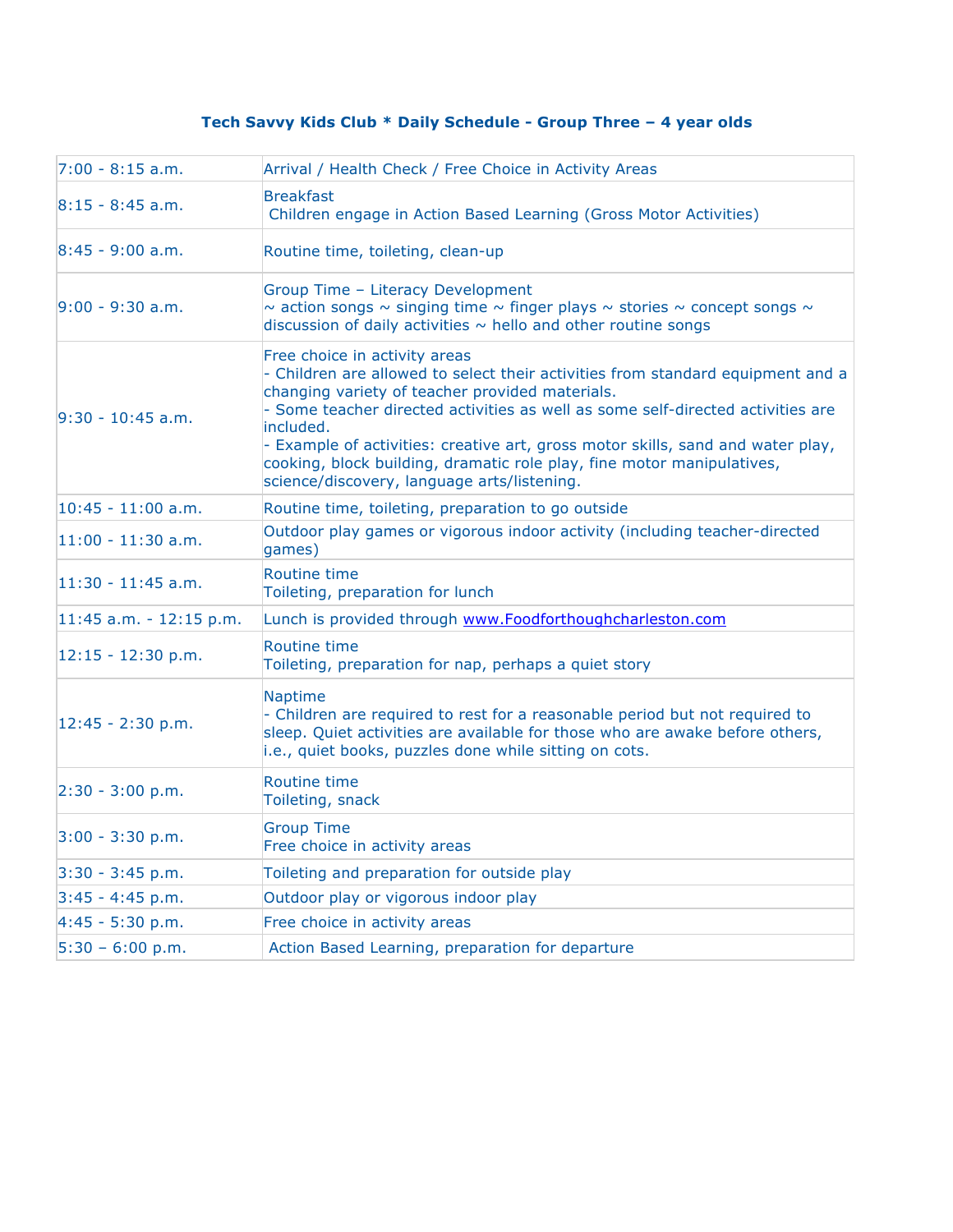**Tech Savvy Kids Club * Daily Schedule - Group Three – 4 year olds**

| Time | Activity |
|---|---|
| 7:00 - 8:15 a.m. | Arrival / Health Check / Free Choice in Activity Areas |
| 8:15 - 8:45 a.m. | Breakfast<br>Children engage in Action Based Learning (Gross Motor Activities) |
| 8:45 - 9:00 a.m. | Routine time, toileting, clean-up |
| 9:00 - 9:30 a.m. | Group Time – Literacy Development<br>~ action songs ~ singing time ~ finger plays ~ stories ~ concept songs ~ discussion of daily activities ~ hello and other routine songs |
| 9:30 - 10:45 a.m. | Free choice in activity areas<br>- Children are allowed to select their activities from standard equipment and a changing variety of teacher provided materials.<br>- Some teacher directed activities as well as some self-directed activities are included.<br>- Example of activities: creative art, gross motor skills, sand and water play, cooking, block building, dramatic role play, fine motor manipulatives, science/discovery, language arts/listening. |
| 10:45 - 11:00 a.m. | Routine time, toileting, preparation to go outside |
| 11:00 - 11:30 a.m. | Outdoor play games or vigorous indoor activity (including teacher-directed games) |
| 11:30 - 11:45 a.m. | Routine time<br>Toileting, preparation for lunch |
| 11:45 a.m. - 12:15 p.m. | Lunch is provided through [www.Foodforthoughcharleston.com](http://www.Foodforthoughcharleston.com) |
| 12:15 - 12:30 p.m. | Routine time<br>Toileting, preparation for nap, perhaps a quiet story |
| 12:45 - 2:30 p.m. | Naptime<br>- Children are required to rest for a reasonable period but not required to sleep. Quiet activities are available for those who are awake before others, i.e., quiet books, puzzles done while sitting on cots. |
| 2:30 - 3:00 p.m. | Routine time<br>Toileting, snack |
| 3:00 - 3:30 p.m. | Group Time<br>Free choice in activity areas |
| 3:30 - 3:45 p.m. | Toileting and preparation for outside play |
| 3:45 - 4:45 p.m. | Outdoor play or vigorous indoor play |
| 4:45 - 5:30 p.m. | Free choice in activity areas |
| 5:30 – 6:00 p.m. | Action Based Learning, preparation for departure |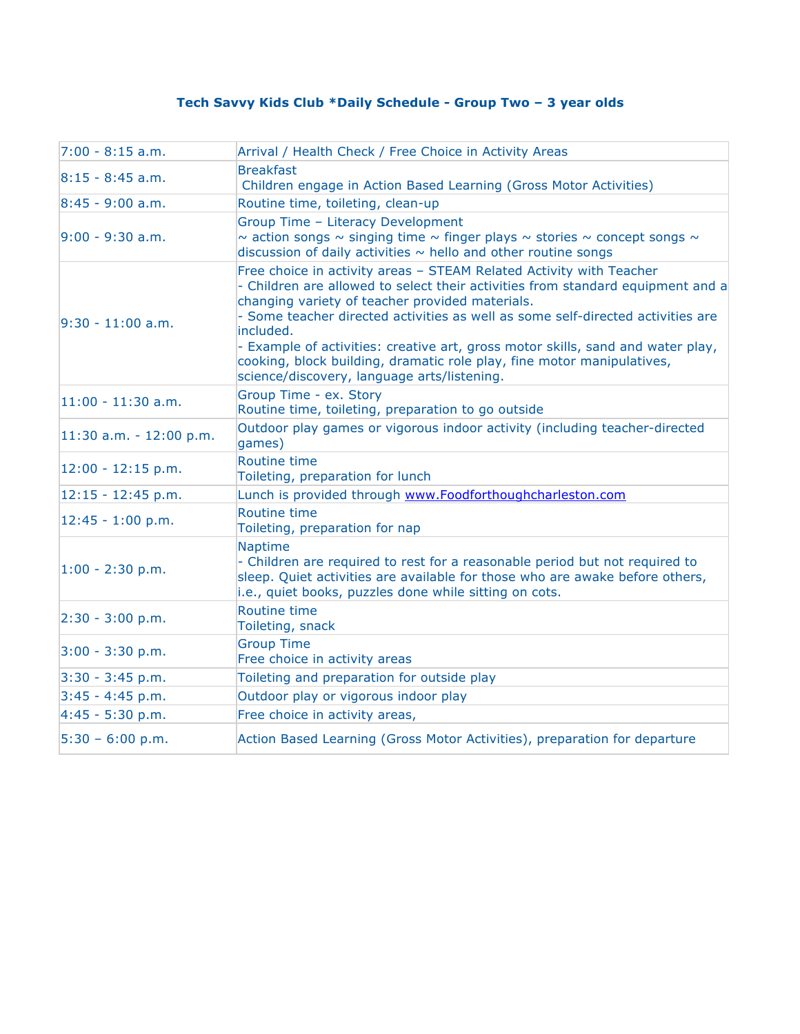**Tech Savvy Kids Club *Daily Schedule - Group Two – 3 year olds**

| | |
|---|---|
| 7:00 - 8:15 a.m. | Arrival / Health Check / Free Choice in Activity Areas |
| 8:15 - 8:45 a.m. | Breakfast<br>Children engage in Action Based Learning (Gross Motor Activities) |
| 8:45 - 9:00 a.m. | Routine time, toileting, clean-up |
| 9:00 - 9:30 a.m. | Group Time – Literacy Development<br>~ action songs ~ singing time ~ finger plays ~ stories ~ concept songs ~ discussion of daily activities ~ hello and other routine songs |
| 9:30 - 11:00 a.m. | Free choice in activity areas – STEAM Related Activity with Teacher<br>- Children are allowed to select their activities from standard equipment and a changing variety of teacher provided materials.<br>- Some teacher directed activities as well as some self-directed activities are included.<br>- Example of activities: creative art, gross motor skills, sand and water play, cooking, block building, dramatic role play, fine motor manipulatives, science/discovery, language arts/listening. |
| 11:00 - 11:30 a.m. | Group Time - ex. Story<br>Routine time, toileting, preparation to go outside |
| 11:30 a.m. - 12:00 p.m. | Outdoor play games or vigorous indoor activity (including teacher-directed games) |
| 12:00 - 12:15 p.m. | Routine time<br>Toileting, preparation for lunch |
| 12:15 - 12:45 p.m. | Lunch is provided through [www.Foodforthoughcharleston.com](http://www.Foodforthoughcharleston.com) |
| 12:45 - 1:00 p.m. | Routine time<br>Toileting, preparation for nap |
| 1:00 - 2:30 p.m. | Naptime<br>- Children are required to rest for a reasonable period but not required to sleep. Quiet activities are available for those who are awake before others, i.e., quiet books, puzzles done while sitting on cots. |
| 2:30 - 3:00 p.m. | Routine time<br>Toileting, snack |
| 3:00 - 3:30 p.m. | Group Time<br>Free choice in activity areas |
| 3:30 - 3:45 p.m. | Toileting and preparation for outside play |
| 3:45 - 4:45 p.m. | Outdoor play or vigorous indoor play |
| 4:45 - 5:30 p.m. | Free choice in activity areas, |
| 5:30 – 6:00 p.m. | Action Based Learning (Gross Motor Activities), preparation for departure |